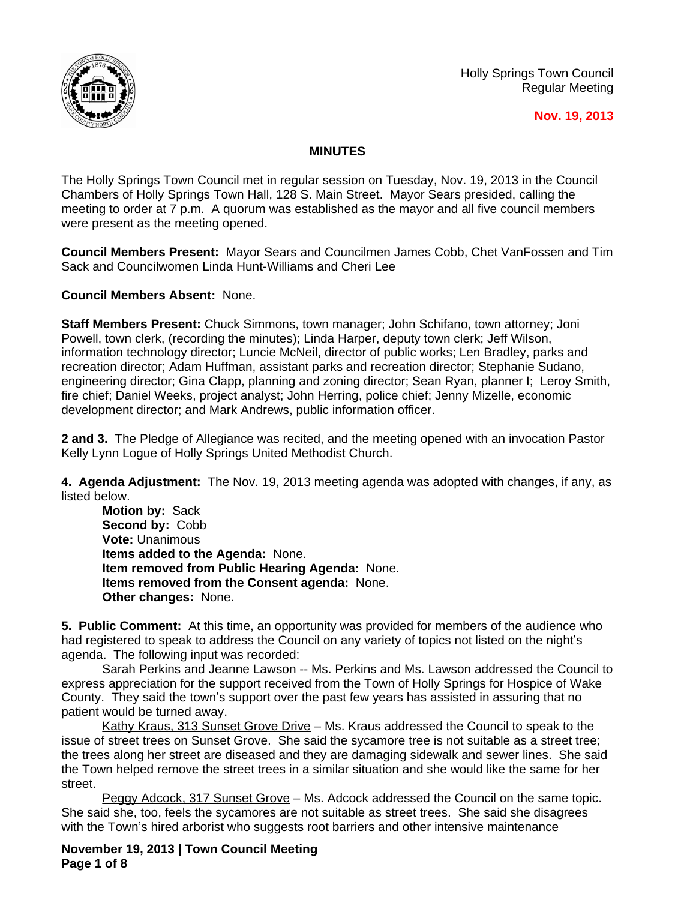Holly Springs Town Council
Regular Meeting

**Nov. 19, 2013**

## MINUTES

The Holly Springs Town Council met in regular session on Tuesday, Nov. 19, 2013 in the Council Chambers of Holly Springs Town Hall, 128 S. Main Street. Mayor Sears presided, calling the meeting to order at 7 p.m. A quorum was established as the mayor and all five council members were present as the meeting opened.

**Council Members Present:** Mayor Sears and Councilmen James Cobb, Chet VanFossen and Tim Sack and Councilwomen Linda Hunt-Williams and Cheri Lee

**Council Members Absent:** None.

**Staff Members Present:** Chuck Simmons, town manager; John Schifano, town attorney; Joni Powell, town clerk, (recording the minutes); Linda Harper, deputy town clerk; Jeff Wilson, information technology director; Luncie McNeil, director of public works; Len Bradley, parks and recreation director; Adam Huffman, assistant parks and recreation director; Stephanie Sudano, engineering director; Gina Clapp, planning and zoning director; Sean Ryan, planner I; Leroy Smith, fire chief; Daniel Weeks, project analyst; John Herring, police chief; Jenny Mizelle, economic development director; and Mark Andrews, public information officer.

**2 and 3.** The Pledge of Allegiance was recited, and the meeting opened with an invocation Pastor Kelly Lynn Logue of Holly Springs United Methodist Church.

**4. Agenda Adjustment:** The Nov. 19, 2013 meeting agenda was adopted with changes, if any, as listed below.

**Motion by:** Sack
**Second by:** Cobb
**Vote:** Unanimous
**Items added to the Agenda:** None.
**Item removed from Public Hearing Agenda:** None.
**Items removed from the Consent agenda:** None.
**Other changes:** None.

**5. Public Comment:** At this time, an opportunity was provided for members of the audience who had registered to speak to address the Council on any variety of topics not listed on the night's agenda. The following input was recorded:

Sarah Perkins and Jeanne Lawson -- Ms. Perkins and Ms. Lawson addressed the Council to express appreciation for the support received from the Town of Holly Springs for Hospice of Wake County. They said the town's support over the past few years has assisted in assuring that no patient would be turned away.

Kathy Kraus, 313 Sunset Grove Drive – Ms. Kraus addressed the Council to speak to the issue of street trees on Sunset Grove. She said the sycamore tree is not suitable as a street tree; the trees along her street are diseased and they are damaging sidewalk and sewer lines. She said the Town helped remove the street trees in a similar situation and she would like the same for her street.

Peggy Adcock, 317 Sunset Grove – Ms. Adcock addressed the Council on the same topic. She said she, too, feels the sycamores are not suitable as street trees. She said she disagrees with the Town's hired arborist who suggests root barriers and other intensive maintenance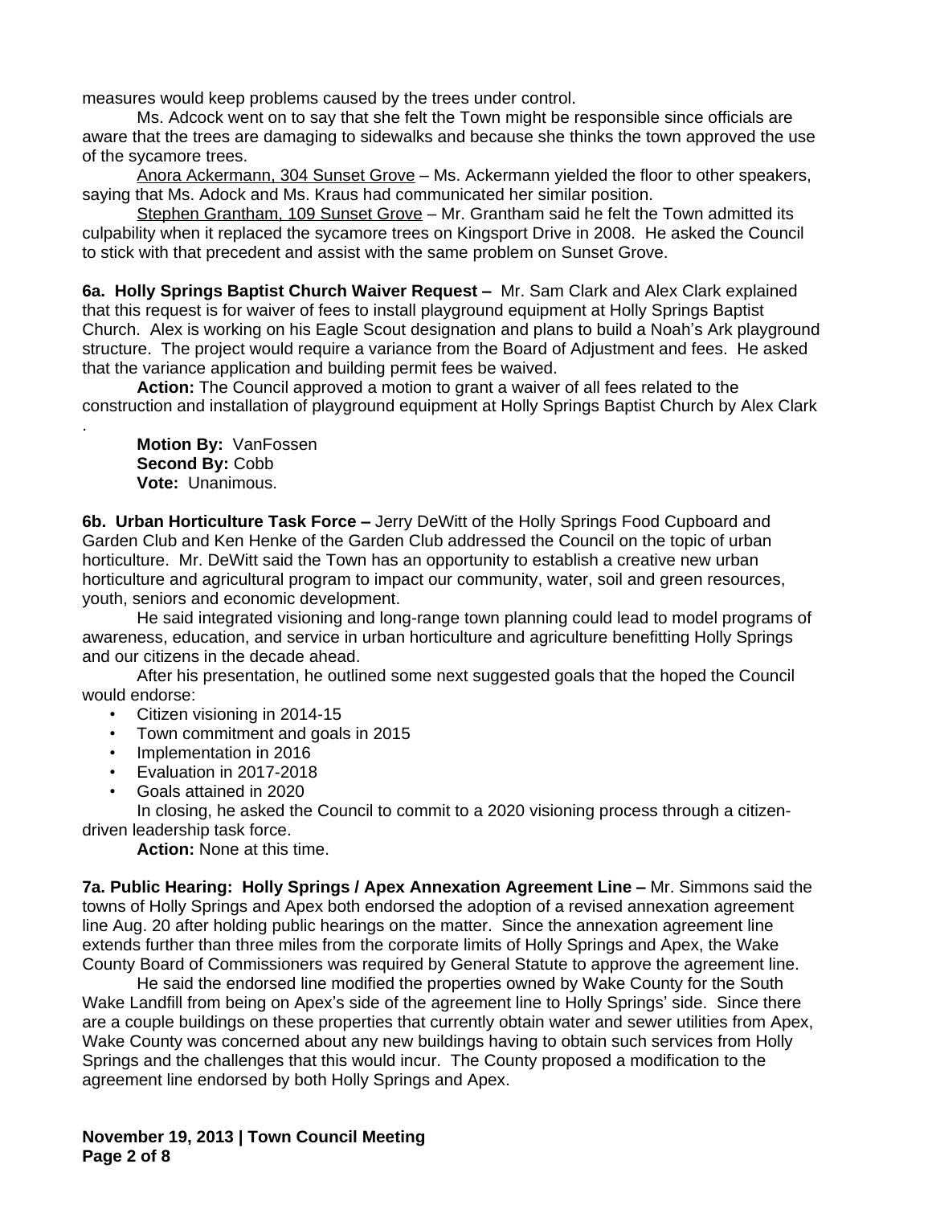measures would keep problems caused by the trees under control.

Ms. Adcock went on to say that she felt the Town might be responsible since officials are aware that the trees are damaging to sidewalks and because she thinks the town approved the use of the sycamore trees.

Anora Ackermann, 304 Sunset Grove – Ms. Ackermann yielded the floor to other speakers, saying that Ms. Adock and Ms. Kraus had communicated her similar position.

Stephen Grantham, 109 Sunset Grove – Mr. Grantham said he felt the Town admitted its culpability when it replaced the sycamore trees on Kingsport Drive in 2008. He asked the Council to stick with that precedent and assist with the same problem on Sunset Grove.

**6a. Holly Springs Baptist Church Waiver Request –** Mr. Sam Clark and Alex Clark explained that this request is for waiver of fees to install playground equipment at Holly Springs Baptist Church. Alex is working on his Eagle Scout designation and plans to build a Noah's Ark playground structure. The project would require a variance from the Board of Adjustment and fees. He asked that the variance application and building permit fees be waived.

**Action:** The Council approved a motion to grant a waiver of all fees related to the construction and installation of playground equipment at Holly Springs Baptist Church by Alex Clark .

**Motion By:** VanFossen
**Second By:** Cobb
**Vote:** Unanimous.

**6b. Urban Horticulture Task Force –** Jerry DeWitt of the Holly Springs Food Cupboard and Garden Club and Ken Henke of the Garden Club addressed the Council on the topic of urban horticulture. Mr. DeWitt said the Town has an opportunity to establish a creative new urban horticulture and agricultural program to impact our community, water, soil and green resources, youth, seniors and economic development.

He said integrated visioning and long-range town planning could lead to model programs of awareness, education, and service in urban horticulture and agriculture benefitting Holly Springs and our citizens in the decade ahead.

After his presentation, he outlined some next suggested goals that the hoped the Council would endorse:

- Citizen visioning in 2014-15
- Town commitment and goals in 2015
- Implementation in 2016
- Evaluation in 2017-2018
- Goals attained in 2020

In closing, he asked the Council to commit to a 2020 visioning process through a citizen-driven leadership task force.

**Action:** None at this time.

**7a. Public Hearing: Holly Springs / Apex Annexation Agreement Line –** Mr. Simmons said the towns of Holly Springs and Apex both endorsed the adoption of a revised annexation agreement line Aug. 20 after holding public hearings on the matter. Since the annexation agreement line extends further than three miles from the corporate limits of Holly Springs and Apex, the Wake County Board of Commissioners was required by General Statute to approve the agreement line.

He said the endorsed line modified the properties owned by Wake County for the South Wake Landfill from being on Apex's side of the agreement line to Holly Springs' side. Since there are a couple buildings on these properties that currently obtain water and sewer utilities from Apex, Wake County was concerned about any new buildings having to obtain such services from Holly Springs and the challenges that this would incur. The County proposed a modification to the agreement line endorsed by both Holly Springs and Apex.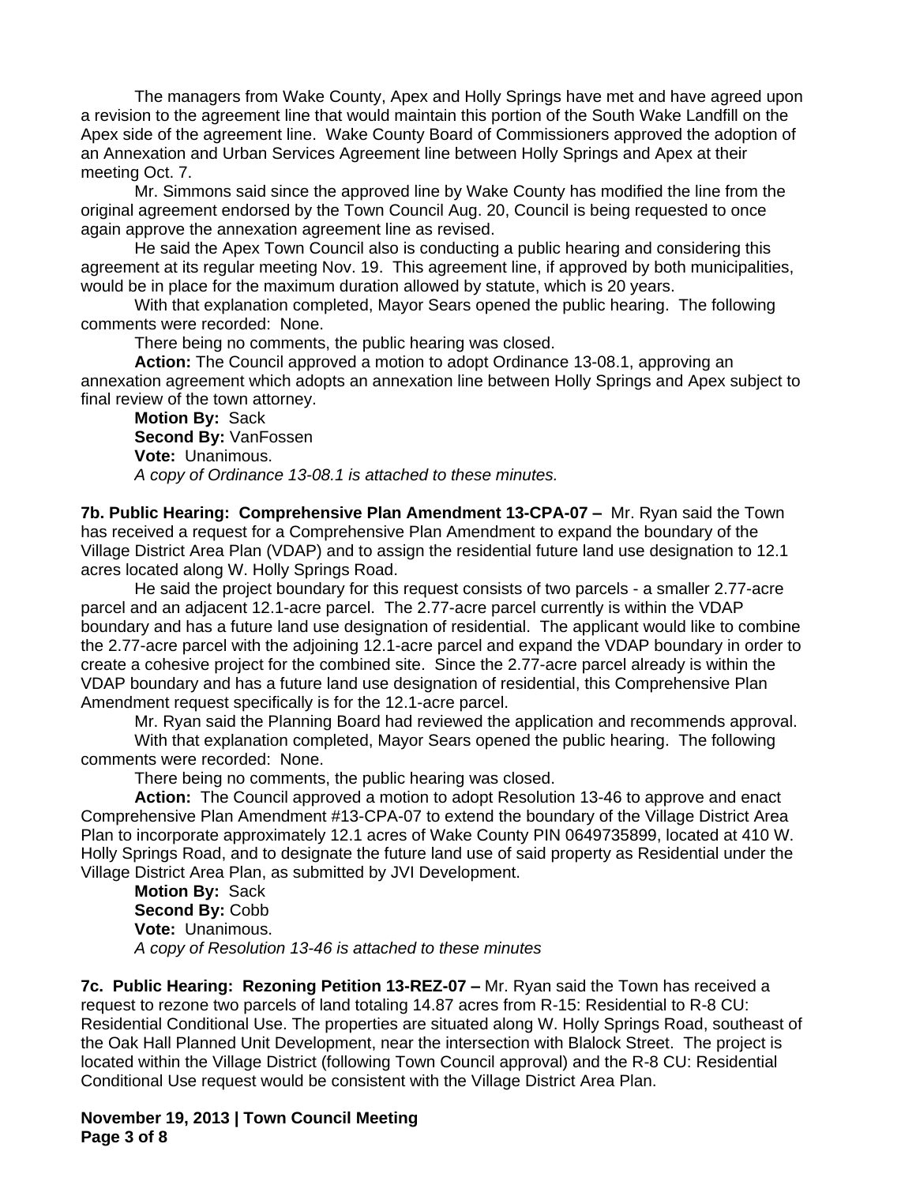The managers from Wake County, Apex and Holly Springs have met and have agreed upon a revision to the agreement line that would maintain this portion of the South Wake Landfill on the Apex side of the agreement line. Wake County Board of Commissioners approved the adoption of an Annexation and Urban Services Agreement line between Holly Springs and Apex at their meeting Oct. 7.

Mr. Simmons said since the approved line by Wake County has modified the line from the original agreement endorsed by the Town Council Aug. 20, Council is being requested to once again approve the annexation agreement line as revised.

He said the Apex Town Council also is conducting a public hearing and considering this agreement at its regular meeting Nov. 19. This agreement line, if approved by both municipalities, would be in place for the maximum duration allowed by statute, which is 20 years.

With that explanation completed, Mayor Sears opened the public hearing. The following comments were recorded: None.

There being no comments, the public hearing was closed.

**Action:** The Council approved a motion to adopt Ordinance 13-08.1, approving an annexation agreement which adopts an annexation line between Holly Springs and Apex subject to final review of the town attorney.

**Motion By:** Sack
**Second By:** VanFossen
**Vote:** Unanimous.
*A copy of Ordinance 13-08.1 is attached to these minutes.*

**7b. Public Hearing: Comprehensive Plan Amendment 13-CPA-07 –** Mr. Ryan said the Town has received a request for a Comprehensive Plan Amendment to expand the boundary of the Village District Area Plan (VDAP) and to assign the residential future land use designation to 12.1 acres located along W. Holly Springs Road.

He said the project boundary for this request consists of two parcels - a smaller 2.77-acre parcel and an adjacent 12.1-acre parcel. The 2.77-acre parcel currently is within the VDAP boundary and has a future land use designation of residential. The applicant would like to combine the 2.77-acre parcel with the adjoining 12.1-acre parcel and expand the VDAP boundary in order to create a cohesive project for the combined site. Since the 2.77-acre parcel already is within the VDAP boundary and has a future land use designation of residential, this Comprehensive Plan Amendment request specifically is for the 12.1-acre parcel.

Mr. Ryan said the Planning Board had reviewed the application and recommends approval.

With that explanation completed, Mayor Sears opened the public hearing. The following comments were recorded: None.

There being no comments, the public hearing was closed.

**Action:** The Council approved a motion to adopt Resolution 13-46 to approve and enact Comprehensive Plan Amendment #13-CPA-07 to extend the boundary of the Village District Area Plan to incorporate approximately 12.1 acres of Wake County PIN 0649735899, located at 410 W. Holly Springs Road, and to designate the future land use of said property as Residential under the Village District Area Plan, as submitted by JVI Development.

**Motion By:** Sack
**Second By:** Cobb
**Vote:** Unanimous.
*A copy of Resolution 13-46 is attached to these minutes*

**7c. Public Hearing: Rezoning Petition 13-REZ-07 –** Mr. Ryan said the Town has received a request to rezone two parcels of land totaling 14.87 acres from R-15: Residential to R-8 CU: Residential Conditional Use. The properties are situated along W. Holly Springs Road, southeast of the Oak Hall Planned Unit Development, near the intersection with Blalock Street. The project is located within the Village District (following Town Council approval) and the R-8 CU: Residential Conditional Use request would be consistent with the Village District Area Plan.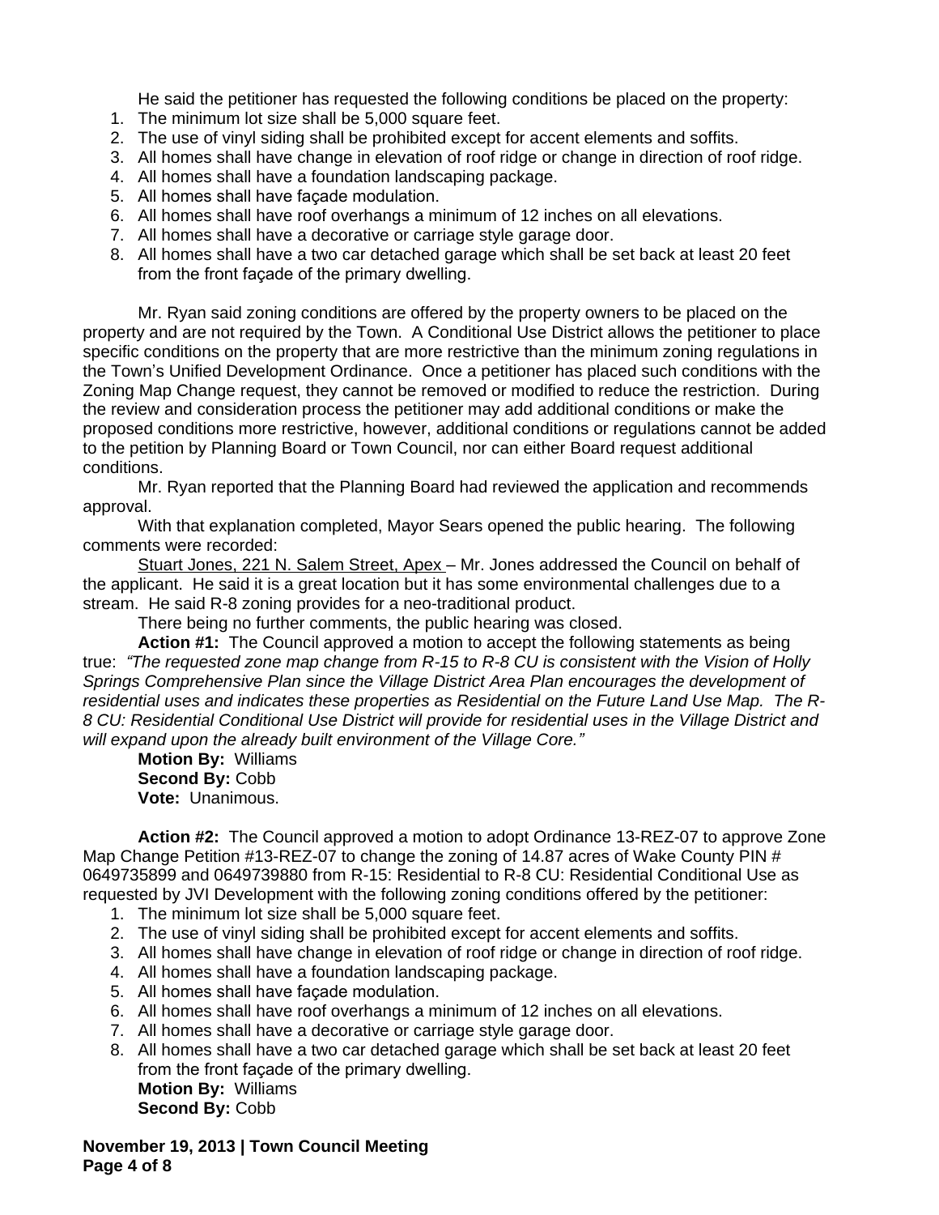He said the petitioner has requested the following conditions be placed on the property:

1. The minimum lot size shall be 5,000 square feet.
2. The use of vinyl siding shall be prohibited except for accent elements and soffits.
3. All homes shall have change in elevation of roof ridge or change in direction of roof ridge.
4. All homes shall have a foundation landscaping package.
5. All homes shall have façade modulation.
6. All homes shall have roof overhangs a minimum of 12 inches on all elevations.
7. All homes shall have a decorative or carriage style garage door.
8. All homes shall have a two car detached garage which shall be set back at least 20 feet from the front façade of the primary dwelling.

Mr. Ryan said zoning conditions are offered by the property owners to be placed on the property and are not required by the Town. A Conditional Use District allows the petitioner to place specific conditions on the property that are more restrictive than the minimum zoning regulations in the Town's Unified Development Ordinance. Once a petitioner has placed such conditions with the Zoning Map Change request, they cannot be removed or modified to reduce the restriction. During the review and consideration process the petitioner may add additional conditions or make the proposed conditions more restrictive, however, additional conditions or regulations cannot be added to the petition by Planning Board or Town Council, nor can either Board request additional conditions.

Mr. Ryan reported that the Planning Board had reviewed the application and recommends approval.

With that explanation completed, Mayor Sears opened the public hearing. The following comments were recorded:

Stuart Jones, 221 N. Salem Street, Apex – Mr. Jones addressed the Council on behalf of the applicant. He said it is a great location but it has some environmental challenges due to a stream. He said R-8 zoning provides for a neo-traditional product.

There being no further comments, the public hearing was closed.

**Action #1:** The Council approved a motion to accept the following statements as being true: *"The requested zone map change from R-15 to R-8 CU is consistent with the Vision of Holly Springs Comprehensive Plan since the Village District Area Plan encourages the development of residential uses and indicates these properties as Residential on the Future Land Use Map. The R-8 CU: Residential Conditional Use District will provide for residential uses in the Village District and will expand upon the already built environment of the Village Core."*

**Motion By:** Williams
**Second By:** Cobb
**Vote:** Unanimous.

**Action #2:** The Council approved a motion to adopt Ordinance 13-REZ-07 to approve Zone Map Change Petition #13-REZ-07 to change the zoning of 14.87 acres of Wake County PIN # 0649735899 and 0649739880 from R-15: Residential to R-8 CU: Residential Conditional Use as requested by JVI Development with the following zoning conditions offered by the petitioner:

1. The minimum lot size shall be 5,000 square feet.
2. The use of vinyl siding shall be prohibited except for accent elements and soffits.
3. All homes shall have change in elevation of roof ridge or change in direction of roof ridge.
4. All homes shall have a foundation landscaping package.
5. All homes shall have façade modulation.
6. All homes shall have roof overhangs a minimum of 12 inches on all elevations.
7. All homes shall have a decorative or carriage style garage door.
8. All homes shall have a two car detached garage which shall be set back at least 20 feet from the front façade of the primary dwelling.

**Motion By:** Williams
**Second By:** Cobb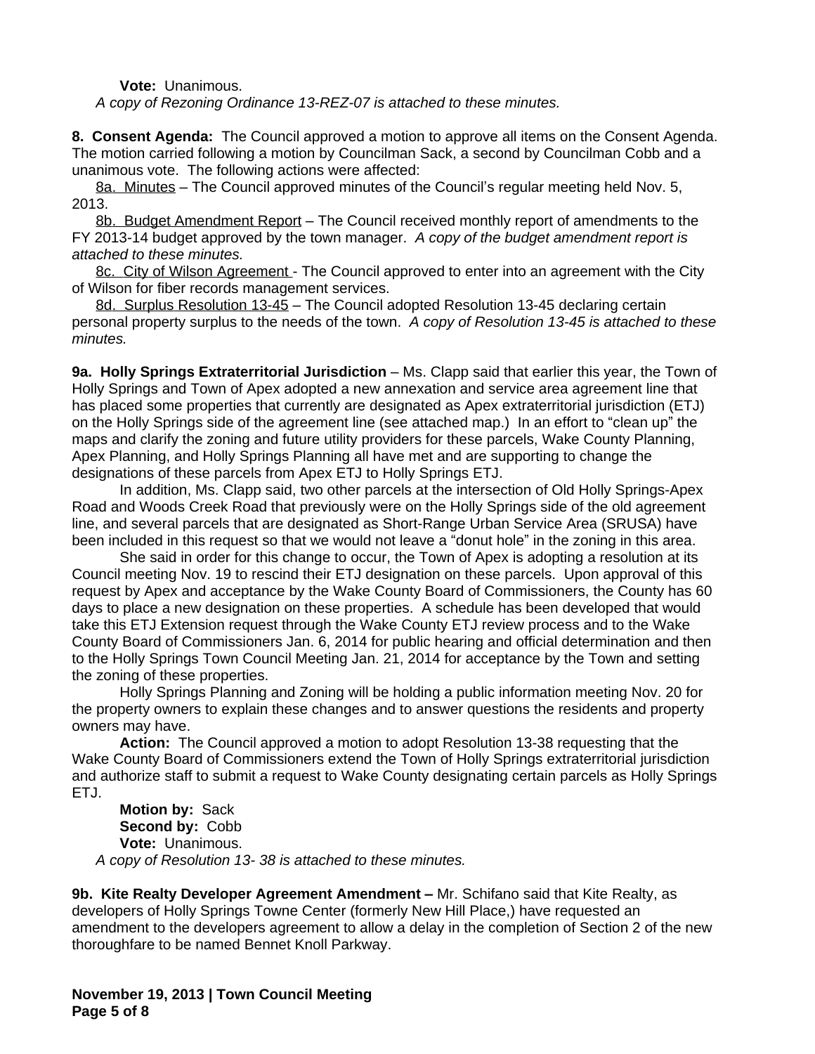**Vote:** Unanimous.

*A copy of Rezoning Ordinance 13-REZ-07 is attached to these minutes.*

**8. Consent Agenda:** The Council approved a motion to approve all items on the Consent Agenda. The motion carried following a motion by Councilman Sack, a second by Councilman Cobb and a unanimous vote. The following actions were affected:

8a. Minutes – The Council approved minutes of the Council's regular meeting held Nov. 5, 2013.

8b. Budget Amendment Report – The Council received monthly report of amendments to the FY 2013-14 budget approved by the town manager. *A copy of the budget amendment report is attached to these minutes.*

8c. City of Wilson Agreement - The Council approved to enter into an agreement with the City of Wilson for fiber records management services.

8d. Surplus Resolution 13-45 – The Council adopted Resolution 13-45 declaring certain personal property surplus to the needs of the town. *A copy of Resolution 13-45 is attached to these minutes.*

**9a. Holly Springs Extraterritorial Jurisdiction** – Ms. Clapp said that earlier this year, the Town of Holly Springs and Town of Apex adopted a new annexation and service area agreement line that has placed some properties that currently are designated as Apex extraterritorial jurisdiction (ETJ) on the Holly Springs side of the agreement line (see attached map.) In an effort to "clean up" the maps and clarify the zoning and future utility providers for these parcels, Wake County Planning, Apex Planning, and Holly Springs Planning all have met and are supporting to change the designations of these parcels from Apex ETJ to Holly Springs ETJ.

In addition, Ms. Clapp said, two other parcels at the intersection of Old Holly Springs-Apex Road and Woods Creek Road that previously were on the Holly Springs side of the old agreement line, and several parcels that are designated as Short-Range Urban Service Area (SRUSA) have been included in this request so that we would not leave a "donut hole" in the zoning in this area.

She said in order for this change to occur, the Town of Apex is adopting a resolution at its Council meeting Nov. 19 to rescind their ETJ designation on these parcels. Upon approval of this request by Apex and acceptance by the Wake County Board of Commissioners, the County has 60 days to place a new designation on these properties. A schedule has been developed that would take this ETJ Extension request through the Wake County ETJ review process and to the Wake County Board of Commissioners Jan. 6, 2014 for public hearing and official determination and then to the Holly Springs Town Council Meeting Jan. 21, 2014 for acceptance by the Town and setting the zoning of these properties.

Holly Springs Planning and Zoning will be holding a public information meeting Nov. 20 for the property owners to explain these changes and to answer questions the residents and property owners may have.

**Action:** The Council approved a motion to adopt Resolution 13-38 requesting that the Wake County Board of Commissioners extend the Town of Holly Springs extraterritorial jurisdiction and authorize staff to submit a request to Wake County designating certain parcels as Holly Springs ETJ.

**Motion by:** Sack
**Second by:** Cobb
**Vote:** Unanimous.

*A copy of Resolution 13- 38 is attached to these minutes.*

**9b. Kite Realty Developer Agreement Amendment –** Mr. Schifano said that Kite Realty, as developers of Holly Springs Towne Center (formerly New Hill Place,) have requested an amendment to the developers agreement to allow a delay in the completion of Section 2 of the new thoroughfare to be named Bennet Knoll Parkway.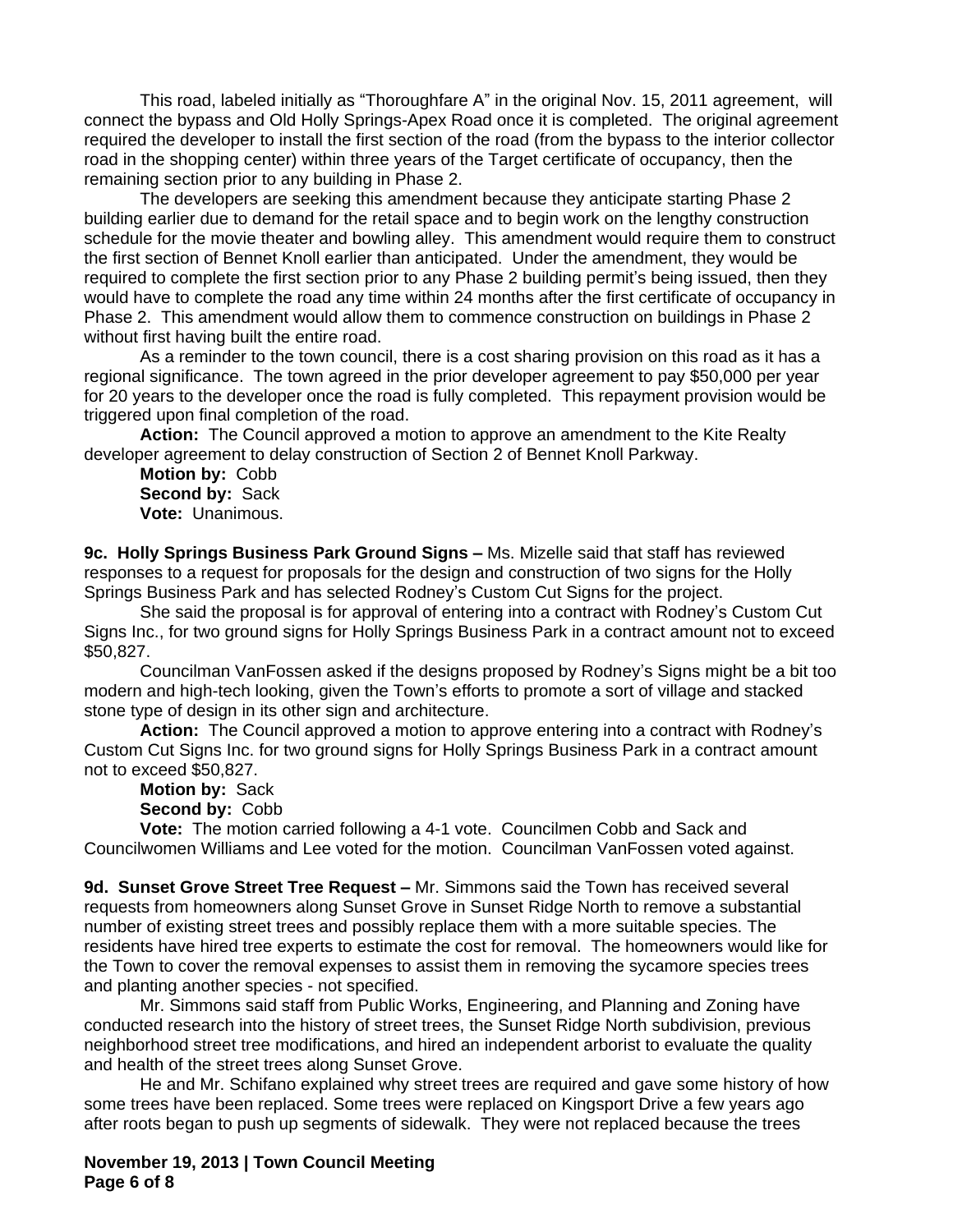This road, labeled initially as “Thoroughfare A” in the original Nov. 15, 2011 agreement, will connect the bypass and Old Holly Springs-Apex Road once it is completed. The original agreement required the developer to install the first section of the road (from the bypass to the interior collector road in the shopping center) within three years of the Target certificate of occupancy, then the remaining section prior to any building in Phase 2.

The developers are seeking this amendment because they anticipate starting Phase 2 building earlier due to demand for the retail space and to begin work on the lengthy construction schedule for the movie theater and bowling alley. This amendment would require them to construct the first section of Bennet Knoll earlier than anticipated. Under the amendment, they would be required to complete the first section prior to any Phase 2 building permit’s being issued, then they would have to complete the road any time within 24 months after the first certificate of occupancy in Phase 2. This amendment would allow them to commence construction on buildings in Phase 2 without first having built the entire road.

As a reminder to the town council, there is a cost sharing provision on this road as it has a regional significance. The town agreed in the prior developer agreement to pay $50,000 per year for 20 years to the developer once the road is fully completed. This repayment provision would be triggered upon final completion of the road.

**Action:** The Council approved a motion to approve an amendment to the Kite Realty developer agreement to delay construction of Section 2 of Bennet Knoll Parkway.

**Motion by:** Cobb
**Second by:** Sack
**Vote:** Unanimous.

**9c. Holly Springs Business Park Ground Signs –** Ms. Mizelle said that staff has reviewed responses to a request for proposals for the design and construction of two signs for the Holly Springs Business Park and has selected Rodney’s Custom Cut Signs for the project.

She said the proposal is for approval of entering into a contract with Rodney’s Custom Cut Signs Inc., for two ground signs for Holly Springs Business Park in a contract amount not to exceed $50,827.

Councilman VanFossen asked if the designs proposed by Rodney’s Signs might be a bit too modern and high-tech looking, given the Town’s efforts to promote a sort of village and stacked stone type of design in its other sign and architecture.

**Action:** The Council approved a motion to approve entering into a contract with Rodney’s Custom Cut Signs Inc. for two ground signs for Holly Springs Business Park in a contract amount not to exceed $50,827.

**Motion by:** Sack
**Second by:** Cobb
**Vote:** The motion carried following a 4-1 vote. Councilmen Cobb and Sack and Councilwomen Williams and Lee voted for the motion. Councilman VanFossen voted against.

**9d. Sunset Grove Street Tree Request –** Mr. Simmons said the Town has received several requests from homeowners along Sunset Grove in Sunset Ridge North to remove a substantial number of existing street trees and possibly replace them with a more suitable species. The residents have hired tree experts to estimate the cost for removal. The homeowners would like for the Town to cover the removal expenses to assist them in removing the sycamore species trees and planting another species - not specified.

Mr. Simmons said staff from Public Works, Engineering, and Planning and Zoning have conducted research into the history of street trees, the Sunset Ridge North subdivision, previous neighborhood street tree modifications, and hired an independent arborist to evaluate the quality and health of the street trees along Sunset Grove.

He and Mr. Schifano explained why street trees are required and gave some history of how some trees have been replaced. Some trees were replaced on Kingsport Drive a few years ago after roots began to push up segments of sidewalk. They were not replaced because the trees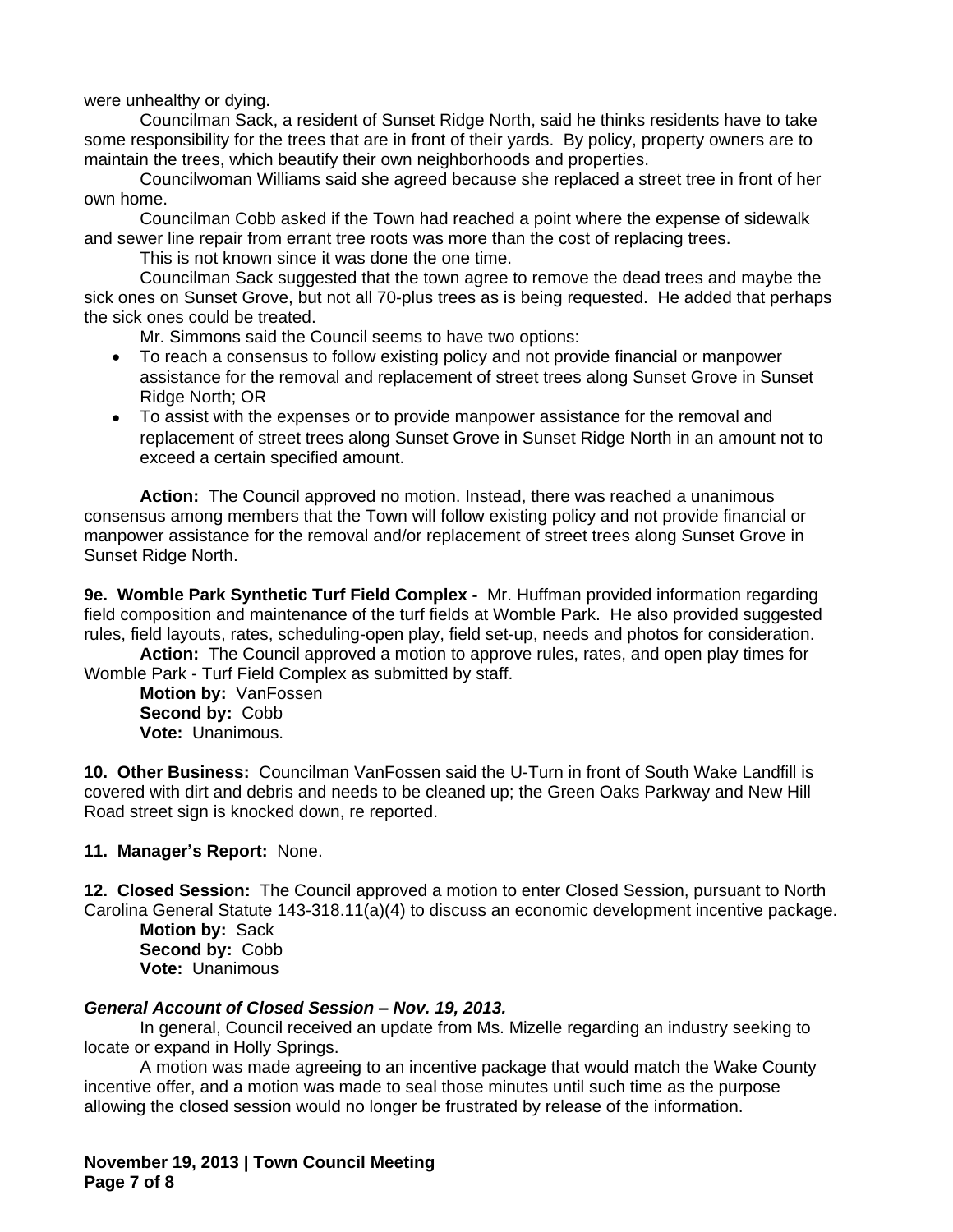were unhealthy or dying.

Councilman Sack, a resident of Sunset Ridge North, said he thinks residents have to take some responsibility for the trees that are in front of their yards. By policy, property owners are to maintain the trees, which beautify their own neighborhoods and properties.

Councilwoman Williams said she agreed because she replaced a street tree in front of her own home.

Councilman Cobb asked if the Town had reached a point where the expense of sidewalk and sewer line repair from errant tree roots was more than the cost of replacing trees.

This is not known since it was done the one time.

Councilman Sack suggested that the town agree to remove the dead trees and maybe the sick ones on Sunset Grove, but not all 70-plus trees as is being requested. He added that perhaps the sick ones could be treated.

Mr. Simmons said the Council seems to have two options:

- To reach a consensus to follow existing policy and not provide financial or manpower assistance for the removal and replacement of street trees along Sunset Grove in Sunset Ridge North; OR
- To assist with the expenses or to provide manpower assistance for the removal and replacement of street trees along Sunset Grove in Sunset Ridge North in an amount not to exceed a certain specified amount.

**Action:** The Council approved no motion. Instead, there was reached a unanimous consensus among members that the Town will follow existing policy and not provide financial or manpower assistance for the removal and/or replacement of street trees along Sunset Grove in Sunset Ridge North.

**9e. Womble Park Synthetic Turf Field Complex -** Mr. Huffman provided information regarding field composition and maintenance of the turf fields at Womble Park. He also provided suggested rules, field layouts, rates, scheduling-open play, field set-up, needs and photos for consideration.

**Action:** The Council approved a motion to approve rules, rates, and open play times for Womble Park - Turf Field Complex as submitted by staff.

**Motion by:** VanFossen
**Second by:** Cobb
**Vote:** Unanimous.

**10. Other Business:** Councilman VanFossen said the U-Turn in front of South Wake Landfill is covered with dirt and debris and needs to be cleaned up; the Green Oaks Parkway and New Hill Road street sign is knocked down, re reported.

**11. Manager's Report:** None.

**12. Closed Session:** The Council approved a motion to enter Closed Session, pursuant to North Carolina General Statute 143-318.11(a)(4) to discuss an economic development incentive package.

**Motion by:** Sack
**Second by:** Cobb
**Vote:** Unanimous

***General Account of Closed Session – Nov. 19, 2013.***

In general, Council received an update from Ms. Mizelle regarding an industry seeking to locate or expand in Holly Springs.

A motion was made agreeing to an incentive package that would match the Wake County incentive offer, and a motion was made to seal those minutes until such time as the purpose allowing the closed session would no longer be frustrated by release of the information.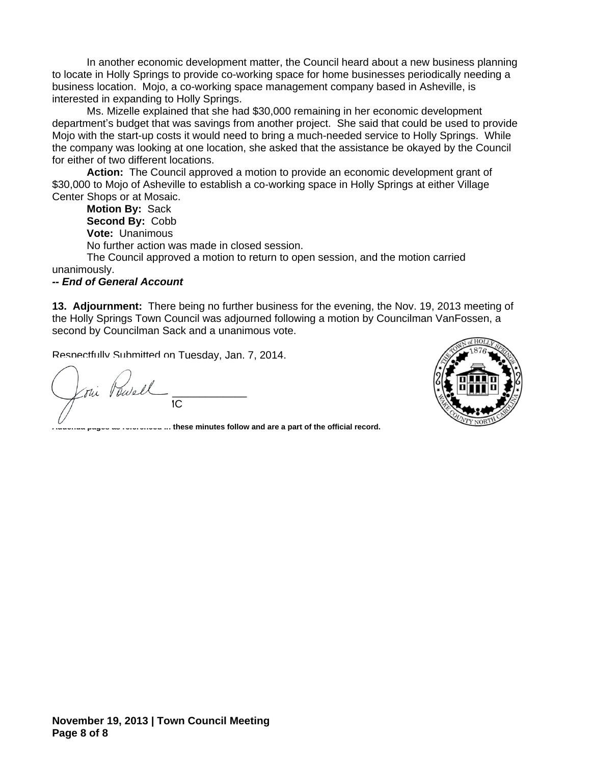In another economic development matter, the Council heard about a new business planning to locate in Holly Springs to provide co-working space for home businesses periodically needing a business location. Mojo, a co-working space management company based in Asheville, is interested in expanding to Holly Springs.

Ms. Mizelle explained that she had $30,000 remaining in her economic development department's budget that was savings from another project. She said that could be used to provide Mojo with the start-up costs it would need to bring a much-needed service to Holly Springs. While the company was looking at one location, she asked that the assistance be okayed by the Council for either of two different locations.

**Action:** The Council approved a motion to provide an economic development grant of $30,000 to Mojo of Asheville to establish a co-working space in Holly Springs at either Village Center Shops or at Mosaic.

**Motion By:** Sack

**Second By:** Cobb

**Vote:** Unanimous

No further action was made in closed session.

The Council approved a motion to return to open session, and the motion carried unanimously.

***-- End of General Account***

**13. Adjournment:** There being no further business for the evening, the Nov. 19, 2013 meeting of the Holly Springs Town Council was adjourned following a motion by Councilman VanFossen, a second by Councilman Sack and a unanimous vote.

Respectfully Submitted on Tuesday, Jan. 7, 2014.

Joni Powell ___________ MC

**Addenda pages as referenced in these minutes follow and are a part of the official record.**